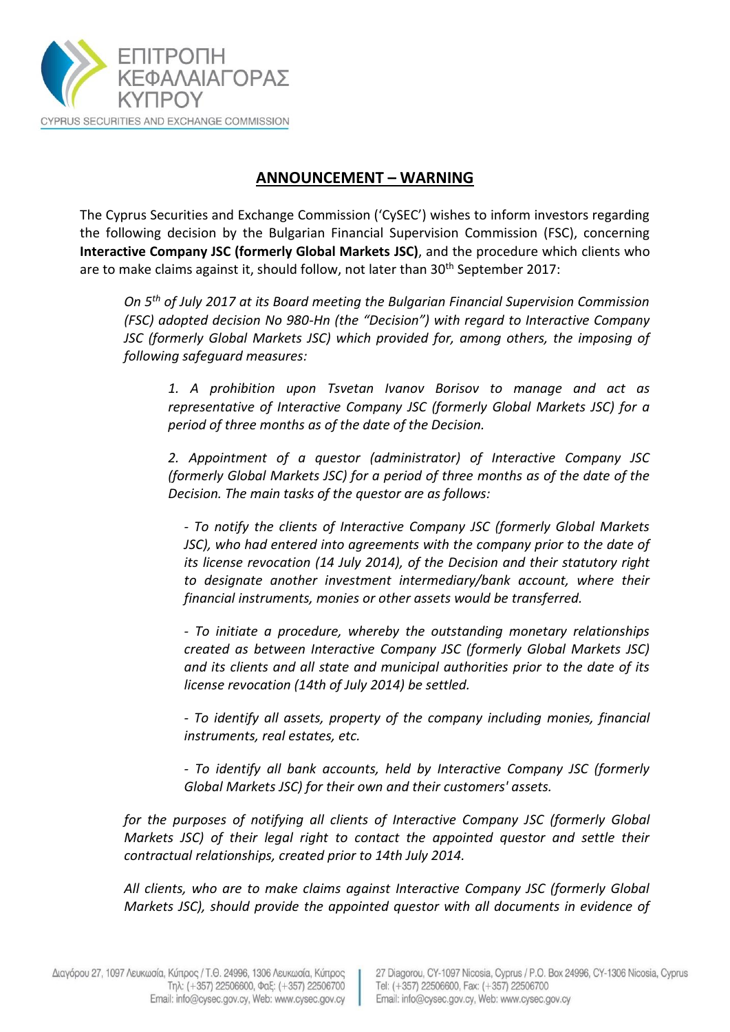ΕΠΙΤΡΟΠΗ ΚΕΦΑΛΑΙΑΓΟΡΑΣ ΚΥΠΡΟΥ

CYPRUS SECURITIES AND EXCHANGE COMMISSION

## ANNOUNCEMENT – WARNING

The Cyprus Securities and Exchange Commission ('CySEC') wishes to inform investors regarding the following decision by the Bulgarian Financial Supervision Commission (FSC), concerning **Interactive Company JSC (formerly Global Markets JSC)**, and the procedure which clients who are to make claims against it, should follow, not later than 30th September 2017:

> *On 5th of July 2017 at its Board meeting the Bulgarian Financial Supervision Commission (FSC) adopted decision No 980-Hn (the "Decision") with regard to Interactive Company JSC (formerly Global Markets JSC) which provided for, among others, the imposing of following safeguard measures:*
>
> *1. A prohibition upon Tsvetan Ivanov Borisov to manage and act as representative of Interactive Company JSC (formerly Global Markets JSC) for a period of three months as of the date of the Decision.*
>
> *2. Appointment of a questor (administrator) of Interactive Company JSC (formerly Global Markets JSC) for a period of three months as of the date of the Decision. The main tasks of the questor are as follows:*
>
> *- To notify the clients of Interactive Company JSC (formerly Global Markets JSC), who had entered into agreements with the company prior to the date of its license revocation (14 July 2014), of the Decision and their statutory right to designate another investment intermediary/bank account, where their financial instruments, monies or other assets would be transferred.*
>
> *- To initiate a procedure, whereby the outstanding monetary relationships created as between Interactive Company JSC (formerly Global Markets JSC) and its clients and all state and municipal authorities prior to the date of its license revocation (14th of July 2014) be settled.*
>
> *- To identify all assets, property of the company including monies, financial instruments, real estates, etc.*
>
> *- To identify all bank accounts, held by Interactive Company JSC (formerly Global Markets JSC) for their own and their customers' assets.*
>
> *for the purposes of notifying all clients of Interactive Company JSC (formerly Global Markets JSC) of their legal right to contact the appointed questor and settle their contractual relationships, created prior to 14th July 2014.*
>
> *All clients, who are to make claims against Interactive Company JSC (formerly Global Markets JSC), should provide the appointed questor with all documents in evidence of*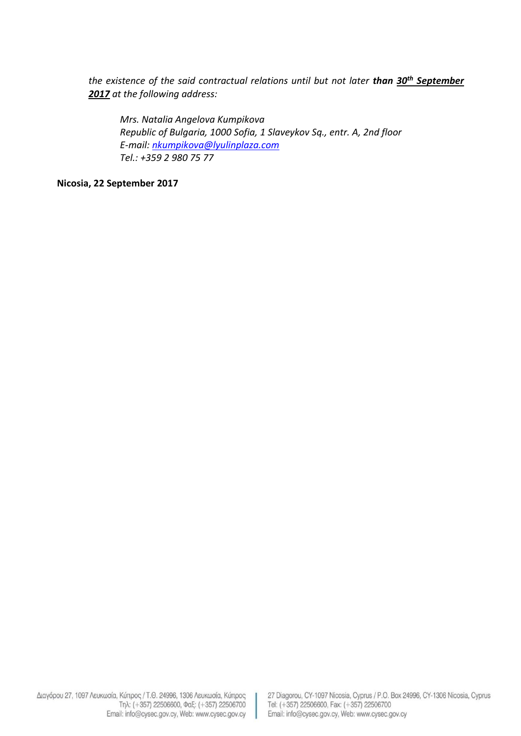*the existence of the said contractual relations until but not later* ***than <u>30th September 2017</u>*** *at the following address:*

> *Mrs. Natalia Angelova Kumpikova*
> *Republic of Bulgaria, 1000 Sofia, 1 Slaveykov Sq., entr. A, 2nd floor*
> *E-mail: nkumpikova@lyulinplaza.com*
> *Tel.: +359 2 980 75 77*

**Nicosia, 22 September 2017**